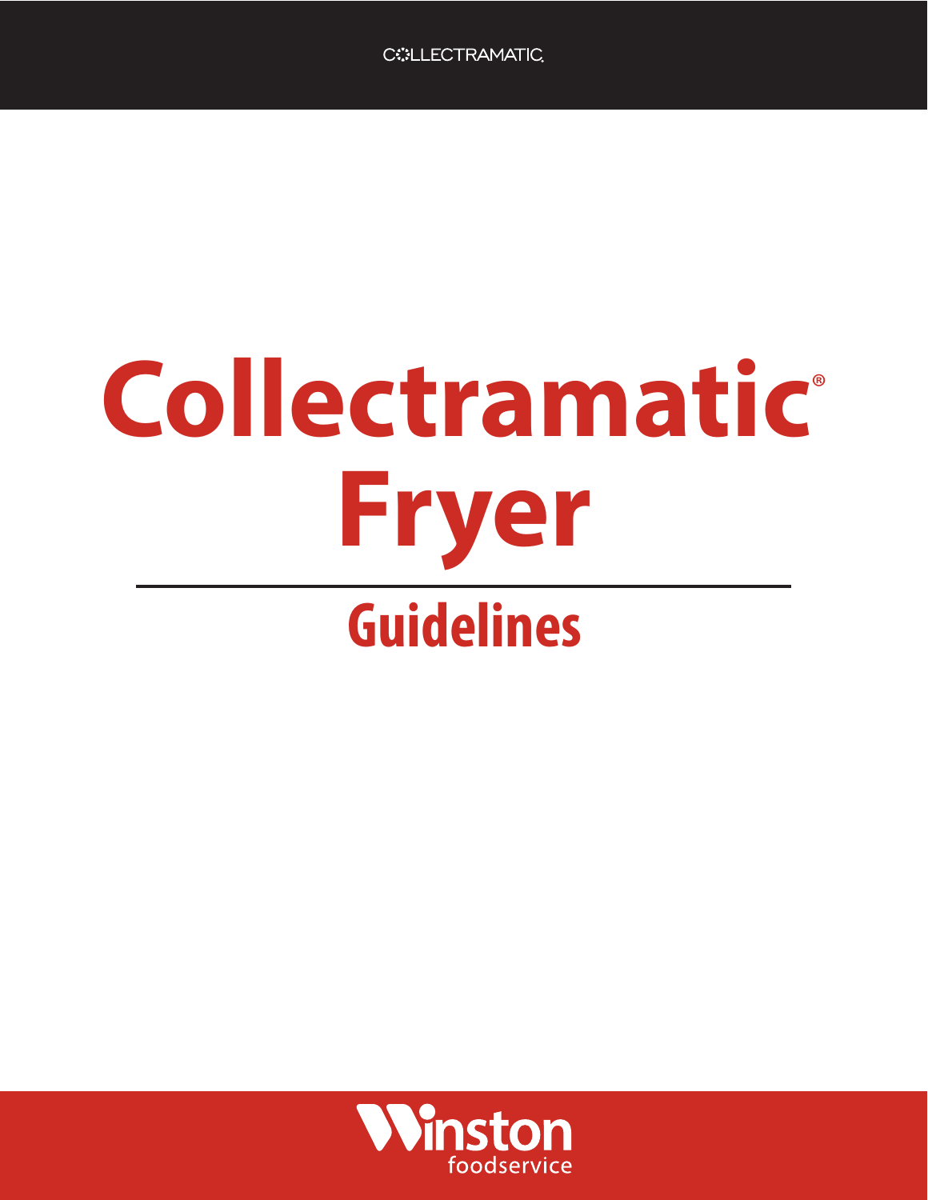COLLECTRAMATIC

# Collectramatic® Fryer

## Guidelines

Winston foodservice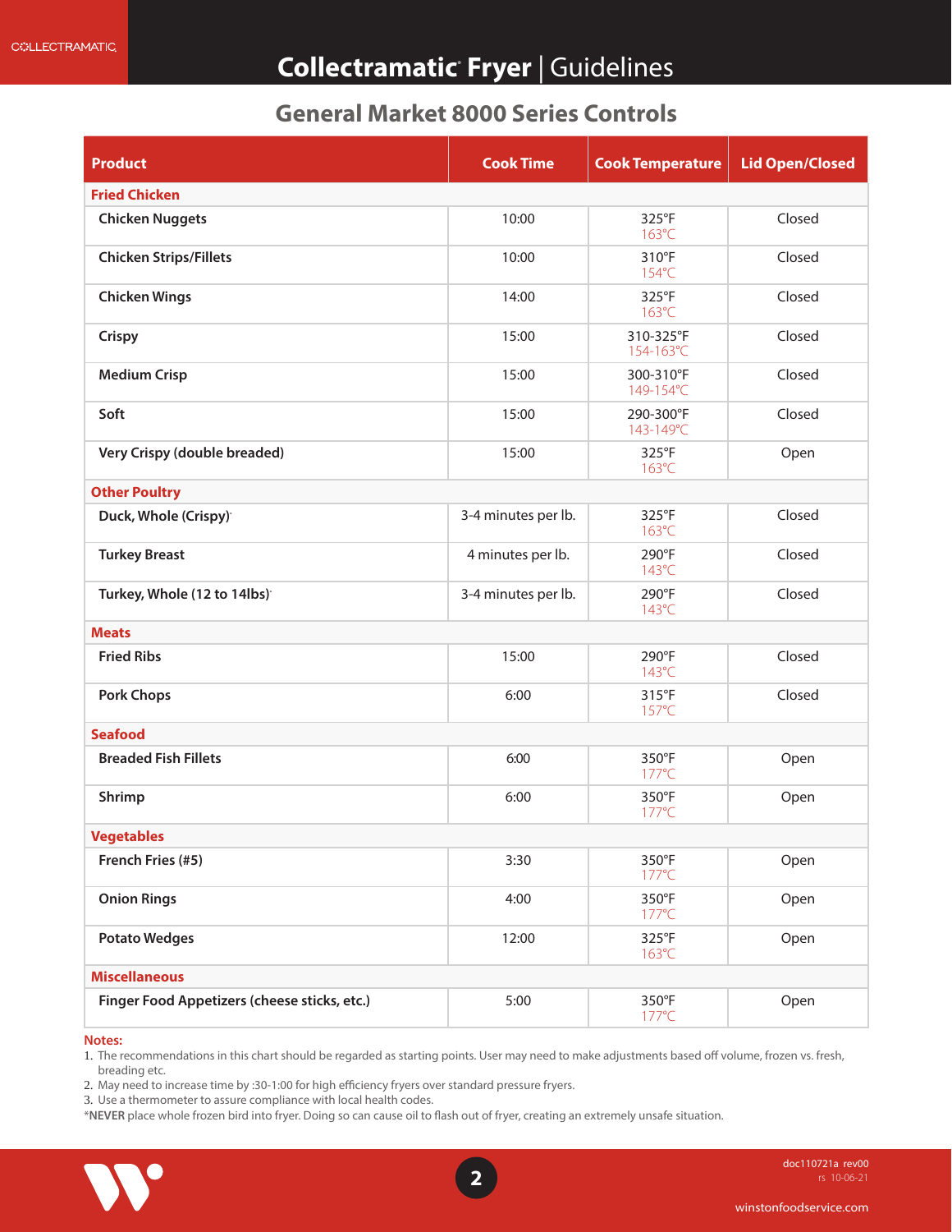# Collectramatic® Fryer | Guidelines

## General Market 8000 Series Controls

| Product | Cook Time | Cook Temperature | Lid Open/Closed |
|---|---|---|---|
| **Fried Chicken** | | | |
| Chicken Nuggets | 10:00 | 325°F 163°C | Closed |
| Chicken Strips/Fillets | 10:00 | 310°F 154°C | Closed |
| Chicken Wings | 14:00 | 325°F 163°C | Closed |
| Crispy | 15:00 | 310-325°F 154-163°C | Closed |
| Medium Crisp | 15:00 | 300-310°F 149-154°C | Closed |
| Soft | 15:00 | 290-300°F 143-149°C | Closed |
| Very Crispy (double breaded) | 15:00 | 325°F 163°C | Open |
| **Other Poultry** | | | |
| Duck, Whole (Crispy)* | 3-4 minutes per lb. | 325°F 163°C | Closed |
| Turkey Breast | 4 minutes per lb. | 290°F 143°C | Closed |
| Turkey, Whole (12 to 14lbs)* | 3-4 minutes per lb. | 290°F 143°C | Closed |
| **Meats** | | | |
| Fried Ribs | 15:00 | 290°F 143°C | Closed |
| Pork Chops | 6:00 | 315°F 157°C | Closed |
| **Seafood** | | | |
| Breaded Fish Fillets | 6:00 | 350°F 177°C | Open |
| Shrimp | 6:00 | 350°F 177°C | Open |
| **Vegetables** | | | |
| French Fries (#5) | 3:30 | 350°F 177°C | Open |
| Onion Rings | 4:00 | 350°F 177°C | Open |
| Potato Wedges | 12:00 | 325°F 163°C | Open |
| **Miscellaneous** | | | |
| Finger Food Appetizers (cheese sticks, etc.) | 5:00 | 350°F 177°C | Open |

**Notes:**

1. The recommendations in this chart should be regarded as starting points. User may need to make adjustments based off volume, frozen vs. fresh, breading etc.
2. May need to increase time by :30-1:00 for high efficiency fryers over standard pressure fryers.
3. Use a thermometer to assure compliance with local health codes.

*NEVER place whole frozen bird into fryer. Doing so can cause oil to flash out of fryer, creating an extremely unsafe situation.

doc110721a rev00
rs 10-06-21

winstonfoodservice.com